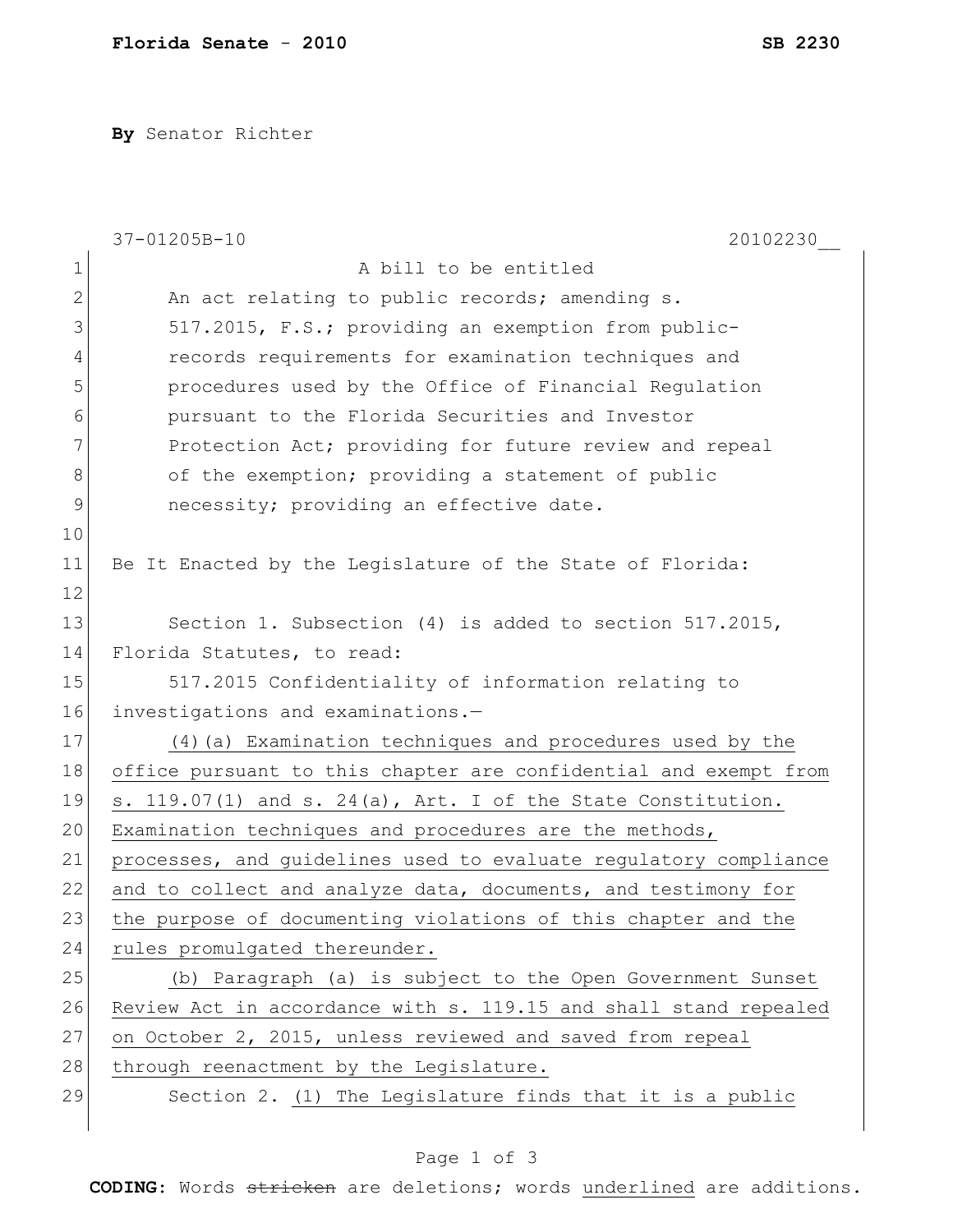**Florida Senate - 2010** **SB 2230**

**By** Senator Richter

37-01205B-10 20102230__

A bill to be entitled

An act relating to public records; amending s. 517.2015, F.S.; providing an exemption from public-records requirements for examination techniques and procedures used by the Office of Financial Regulation pursuant to the Florida Securities and Investor Protection Act; providing for future review and repeal of the exemption; providing a statement of public necessity; providing an effective date.

Be It Enacted by the Legislature of the State of Florida:

Section 1. Subsection (4) is added to section 517.2015, Florida Statutes, to read:

517.2015 Confidentiality of information relating to investigations and examinations.—

<u>(4)(a) Examination techniques and procedures used by the office pursuant to this chapter are confidential and exempt from s. 119.07(1) and s. 24(a), Art. I of the State Constitution. Examination techniques and procedures are the methods, processes, and guidelines used to evaluate regulatory compliance and to collect and analyze data, documents, and testimony for the purpose of documenting violations of this chapter and the rules promulgated thereunder.</u>

<u>(b) Paragraph (a) is subject to the Open Government Sunset Review Act in accordance with s. 119.15 and shall stand repealed on October 2, 2015, unless reviewed and saved from repeal through reenactment by the Legislature.</u>

Section 2. <u>(1) The Legislature finds that it is a public</u>

**CODING:** Words ~~stricken~~ are deletions; words <u>underlined</u> are additions.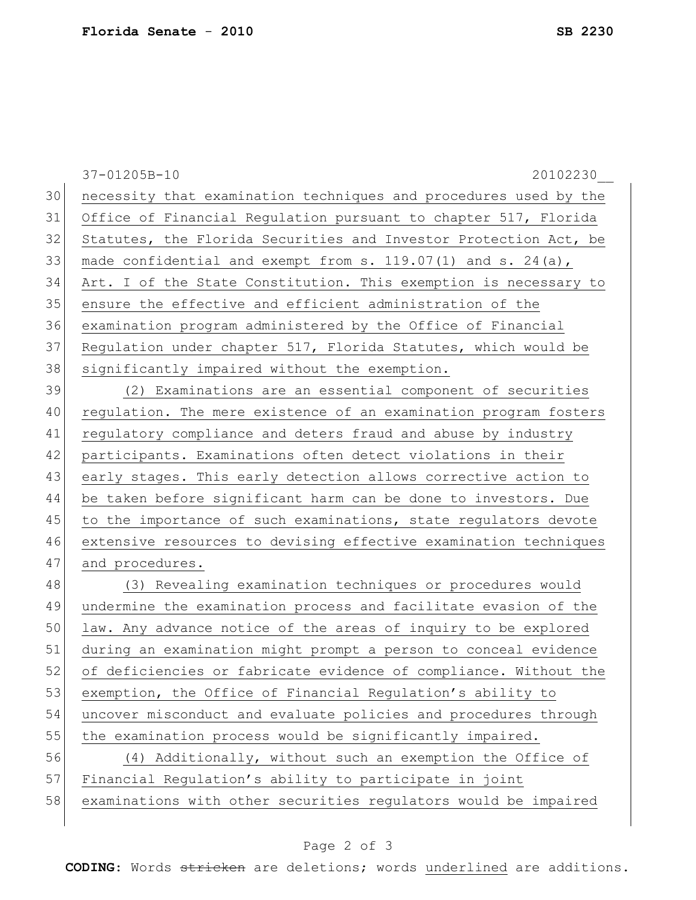necessity that examination techniques and procedures used by the Office of Financial Regulation pursuant to chapter 517, Florida Statutes, the Florida Securities and Investor Protection Act, be made confidential and exempt from s. 119.07(1) and s. 24(a), Art. I of the State Constitution. This exemption is necessary to ensure the effective and efficient administration of the examination program administered by the Office of Financial Regulation under chapter 517, Florida Statutes, which would be significantly impaired without the exemption.

(2) Examinations are an essential component of securities regulation. The mere existence of an examination program fosters regulatory compliance and deters fraud and abuse by industry participants. Examinations often detect violations in their early stages. This early detection allows corrective action to be taken before significant harm can be done to investors. Due to the importance of such examinations, state regulators devote extensive resources to devising effective examination techniques and procedures.

(3) Revealing examination techniques or procedures would undermine the examination process and facilitate evasion of the law. Any advance notice of the areas of inquiry to be explored during an examination might prompt a person to conceal evidence of deficiencies or fabricate evidence of compliance. Without the exemption, the Office of Financial Regulation's ability to uncover misconduct and evaluate policies and procedures through the examination process would be significantly impaired.

(4) Additionally, without such an exemption the Office of Financial Regulation's ability to participate in joint examinations with other securities regulators would be impaired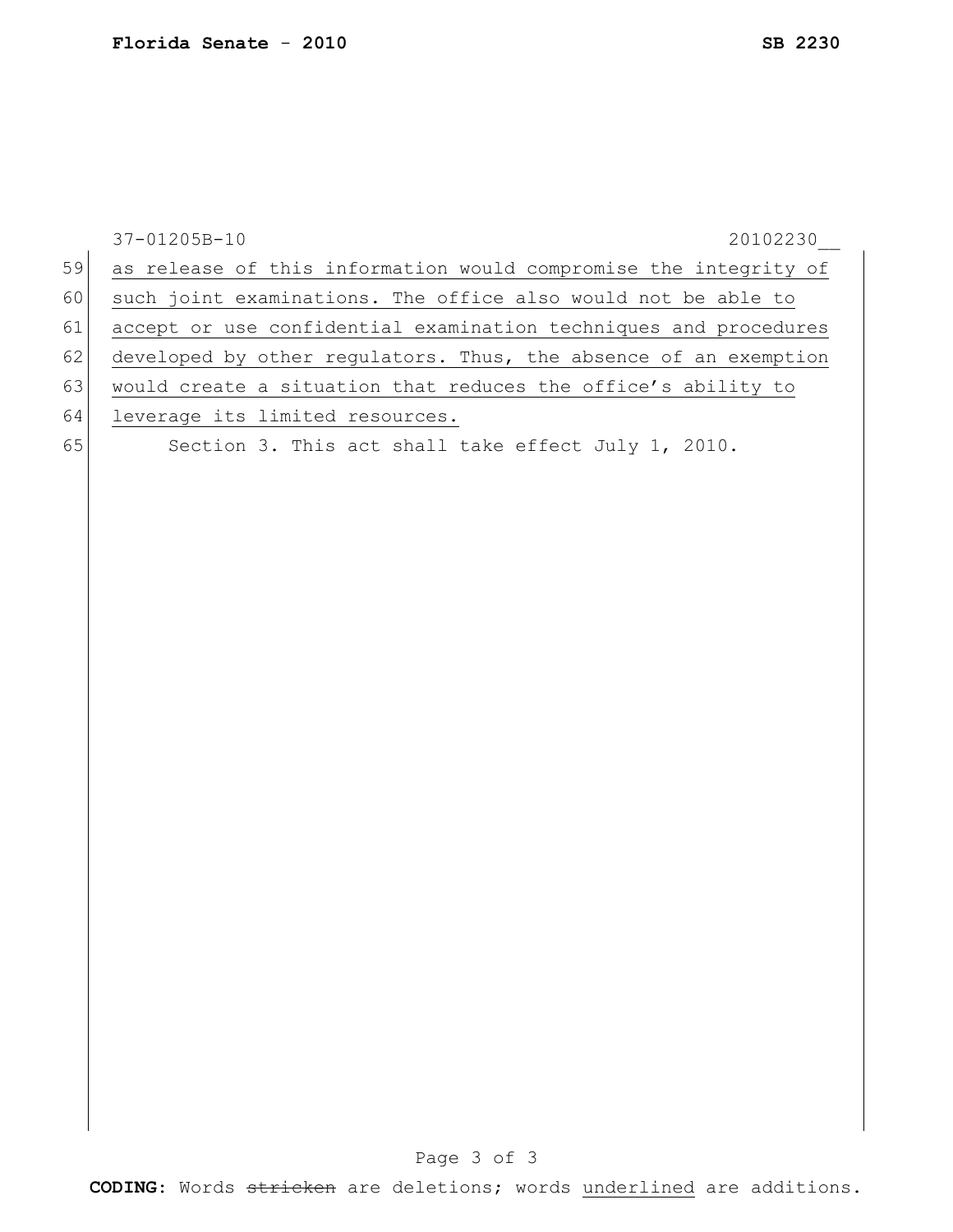as release of this information would compromise the integrity of such joint examinations. The office also would not be able to accept or use confidential examination techniques and procedures developed by other regulators. Thus, the absence of an exemption would create a situation that reduces the office's ability to leverage its limited resources.

Section 3. This act shall take effect July 1, 2010.